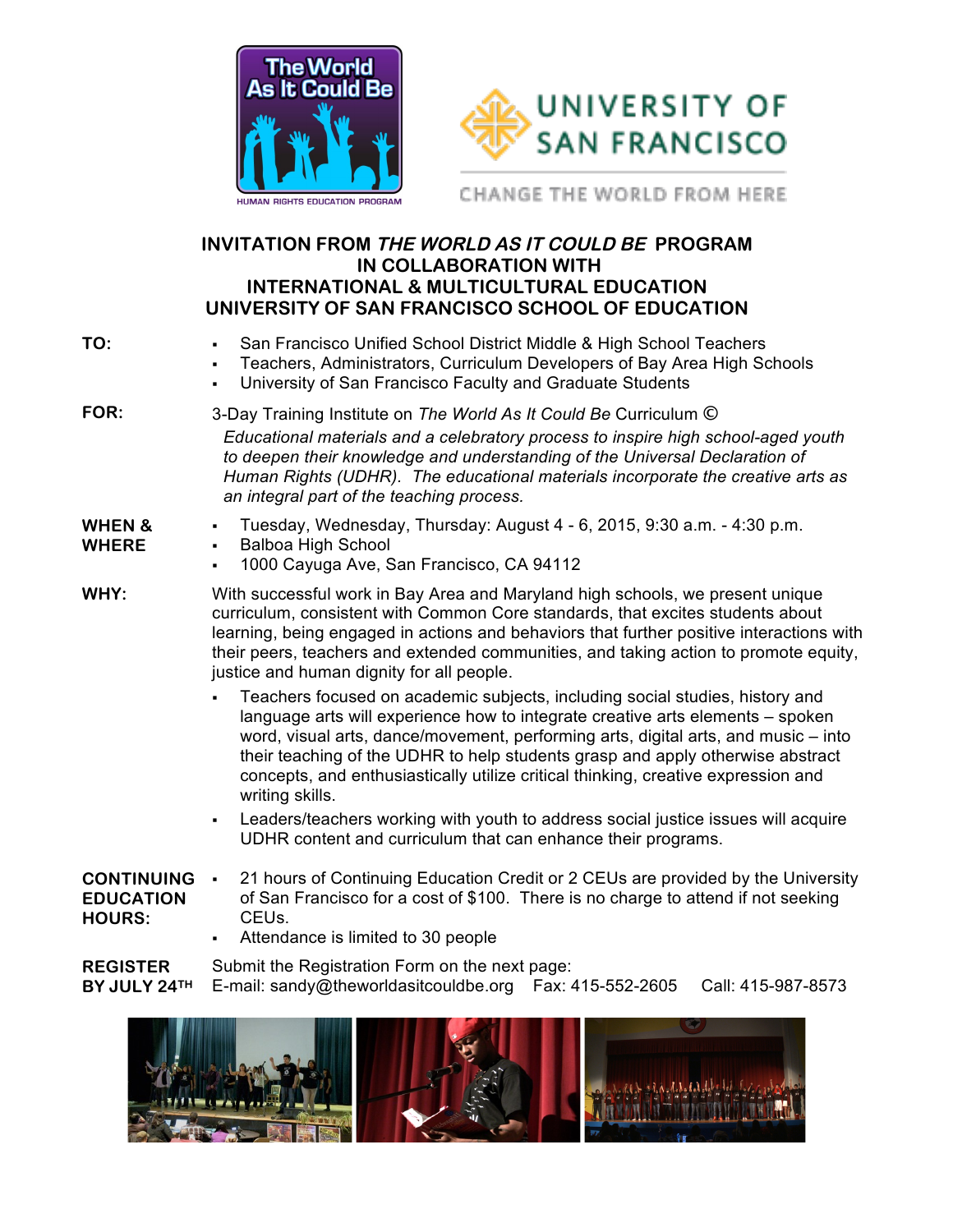The World As It Could Be
HUMAN RIGHTS EDUCATION PROGRAM

UNIVERSITY OF SAN FRANCISCO
CHANGE THE WORLD FROM HERE

# INVITATION FROM *THE WORLD AS IT COULD BE* PROGRAM IN COLLABORATION WITH INTERNATIONAL & MULTICULTURAL EDUCATION UNIVERSITY OF SAN FRANCISCO SCHOOL OF EDUCATION

**TO:**

- San Francisco Unified School District Middle & High School Teachers
- Teachers, Administrators, Curriculum Developers of Bay Area High Schools
- University of San Francisco Faculty and Graduate Students

**FOR:**

3-Day Training Institute on *The World As It Could Be* Curriculum ©

*Educational materials and a celebratory process to inspire high school-aged youth to deepen their knowledge and understanding of the Universal Declaration of Human Rights (UDHR). The educational materials incorporate the creative arts as an integral part of the teaching process.*

**WHEN & WHERE**

- Tuesday, Wednesday, Thursday: August 4 - 6, 2015, 9:30 a.m. - 4:30 p.m.
- Balboa High School
- 1000 Cayuga Ave, San Francisco, CA 94112

**WHY:**

With successful work in Bay Area and Maryland high schools, we present unique curriculum, consistent with Common Core standards, that excites students about learning, being engaged in actions and behaviors that further positive interactions with their peers, teachers and extended communities, and taking action to promote equity, justice and human dignity for all people.

- Teachers focused on academic subjects, including social studies, history and language arts will experience how to integrate creative arts elements – spoken word, visual arts, dance/movement, performing arts, digital arts, and music – into their teaching of the UDHR to help students grasp and apply otherwise abstract concepts, and enthusiastically utilize critical thinking, creative expression and writing skills.
- Leaders/teachers working with youth to address social justice issues will acquire UDHR content and curriculum that can enhance their programs.

**CONTINUING EDUCATION HOURS:**

- 21 hours of Continuing Education Credit or 2 CEUs are provided by the University of San Francisco for a cost of $100. There is no charge to attend if not seeking CEUs.
- Attendance is limited to 30 people

**REGISTER BY JULY 24TH**

Submit the Registration Form on the next page:
E-mail: sandy@theworldasitcouldbe.org Fax: 415-552-2605 Call: 415-987-8573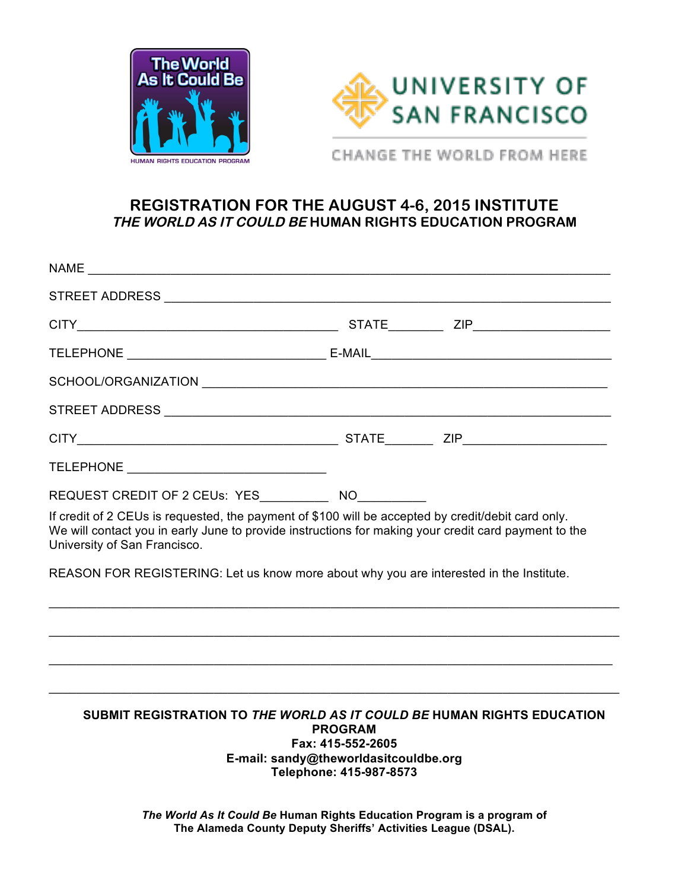The World As It Could Be

HUMAN RIGHTS EDUCATION PROGRAM

UNIVERSITY OF SAN FRANCISCO

CHANGE THE WORLD FROM HERE

## REGISTRATION FOR THE AUGUST 4-6, 2015 INSTITUTE

### *THE WORLD AS IT COULD BE* HUMAN RIGHTS EDUCATION PROGRAM

NAME ______________________________________________________________________

STREET ADDRESS ______________________________________________________________

CITY_____________________________________ STATE________ ZIP___________________

TELEPHONE ____________________________ E-MAIL___________________________________

SCHOOL/ORGANIZATION _________________________________________________________

STREET ADDRESS ______________________________________________________________

CITY_____________________________________ STATE_______ ZIP____________________

TELEPHONE ____________________________

REQUEST CREDIT OF 2 CEUs: YES__________ NO__________

If credit of 2 CEUs is requested, the payment of $100 will be accepted by credit/debit card only. We will contact you in early June to provide instructions for making your credit card payment to the University of San Francisco.

REASON FOR REGISTERING: Let us know more about why you are interested in the Institute.

_____________________________________________________________________________

_____________________________________________________________________________

_____________________________________________________________________________

_____________________________________________________________________________

**SUBMIT REGISTRATION TO *THE WORLD AS IT COULD BE* HUMAN RIGHTS EDUCATION PROGRAM**
**Fax: 415-552-2605**
**E-mail: sandy@theworldasitcouldbe.org**
**Telephone: 415-987-8573**

***The World As It Could Be* Human Rights Education Program is a program of The Alameda County Deputy Sheriffs' Activities League (DSAL).**